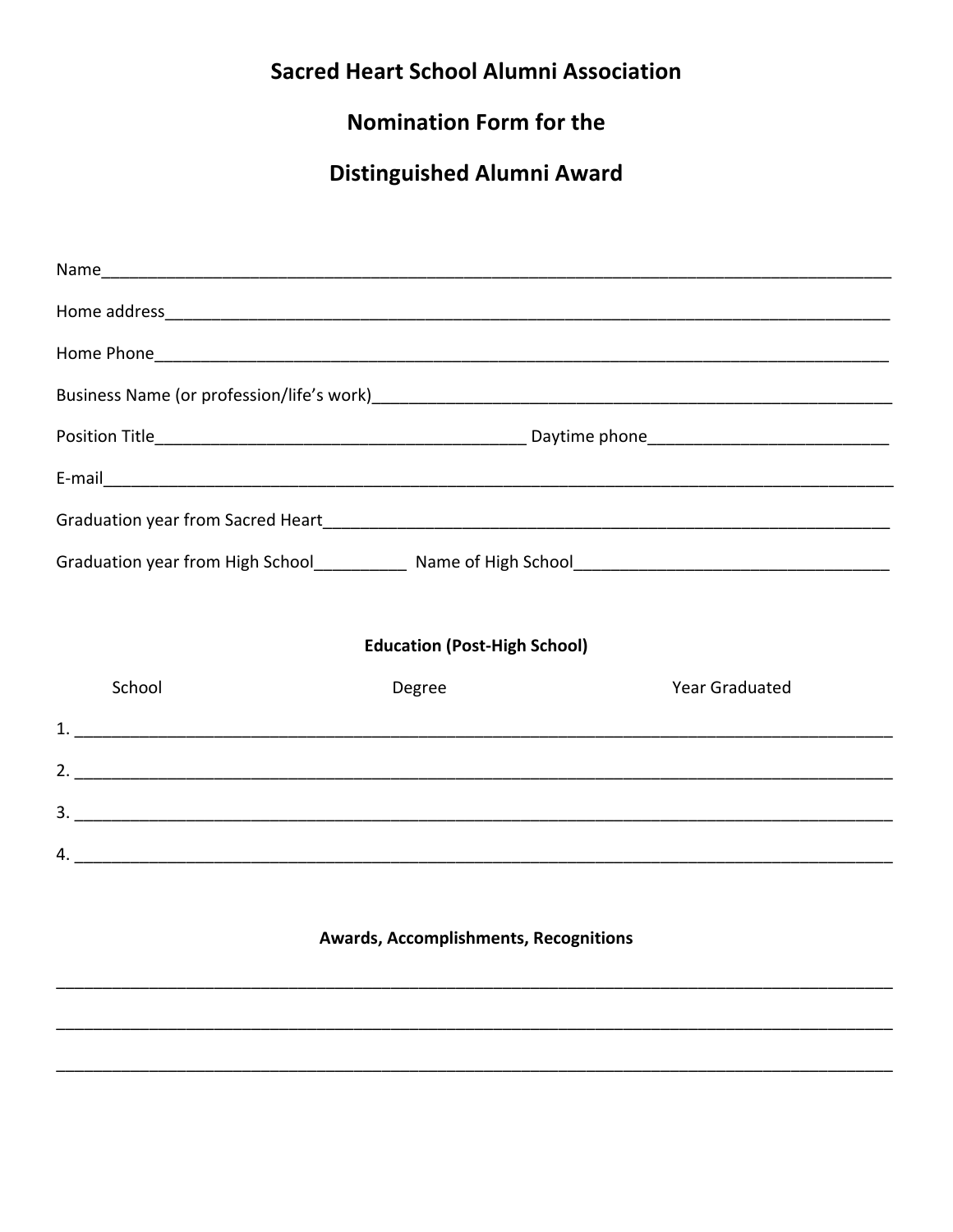# Sacred Heart School Alumni Association

## Nomination Form for the

## Distinguished Alumni Award

Name_______________________________________________________________________________

Home address________________________________________________________________________

Home Phone__________________________________________________________________________

Business Name (or profession/life's work)____________________________________________________

Position Title_________________________________________ Daytime phone_________________________

E-mail_______________________________________________________________________________

Graduation year from Sacred Heart_____________________________________________________________

Graduation year from High School__________ Name of High School_________________________________

**Education (Post-High School)**

School Degree Year Graduated

1. _________________________________________________________________________________

2. _________________________________________________________________________________

3. _________________________________________________________________________________

4. _________________________________________________________________________________

**Awards, Accomplishments, Recognitions**

___________________________________________________________________________________

___________________________________________________________________________________

___________________________________________________________________________________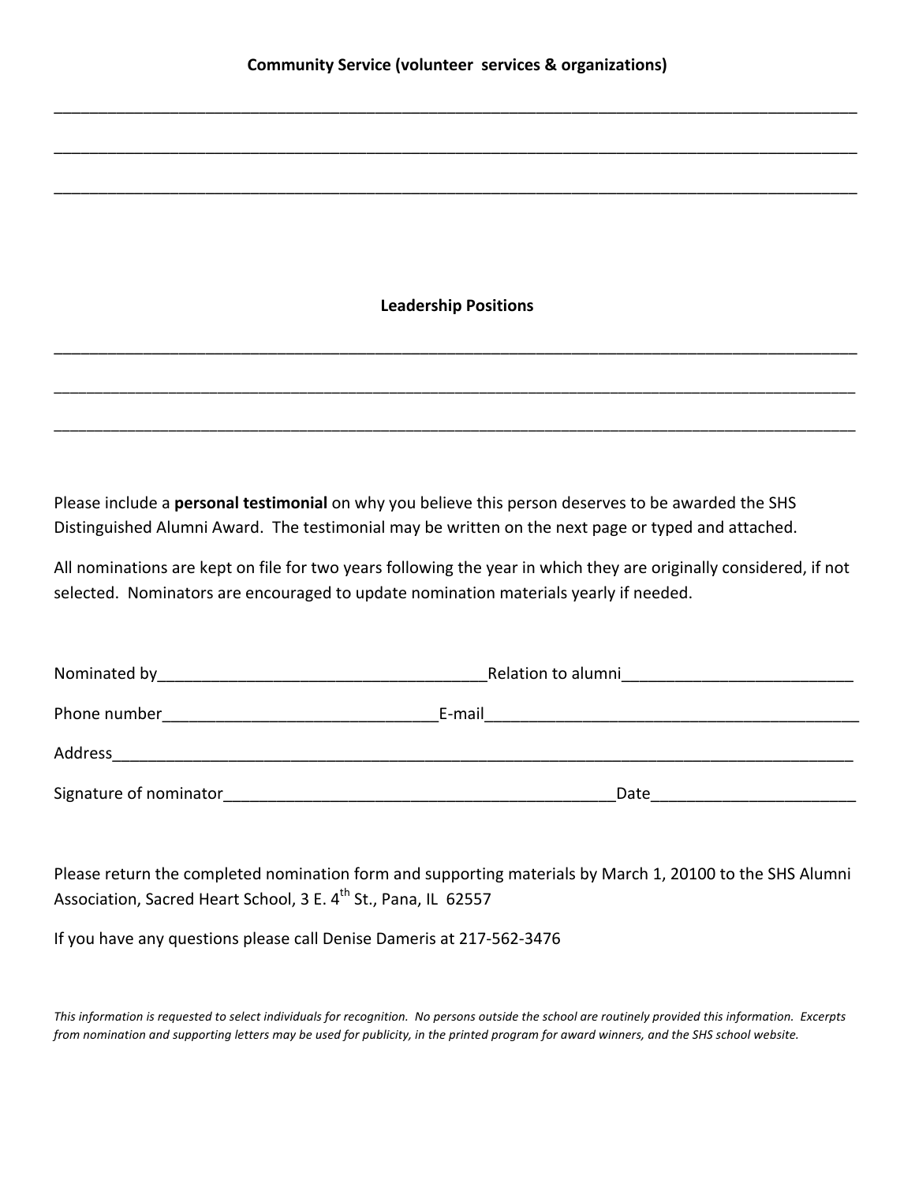**Community Service (volunteer services & organizations)**

______________________________________________________________________________

______________________________________________________________________________

______________________________________________________________________________

**Leadership Positions**

______________________________________________________________________________

______________________________________________________________________________

______________________________________________________________________________

Please include a **personal testimonial** on why you believe this person deserves to be awarded the SHS Distinguished Alumni Award. The testimonial may be written on the next page or typed and attached.

All nominations are kept on file for two years following the year in which they are originally considered, if not selected. Nominators are encouraged to update nomination materials yearly if needed.

Nominated by______________________________________Relation to alumni__________________________

Phone number_______________________________E-mail___________________________________________

Address_________________________________________________________________________________

Signature of nominator_____________________________________________Date_______________________

Please return the completed nomination form and supporting materials by March 1, 20100 to the SHS Alumni Association, Sacred Heart School, 3 E. 4th St., Pana, IL 62557

If you have any questions please call Denise Dameris at 217-562-3476

*This information is requested to select individuals for recognition. No persons outside the school are routinely provided this information. Excerpts from nomination and supporting letters may be used for publicity, in the printed program for award winners, and the SHS school website.*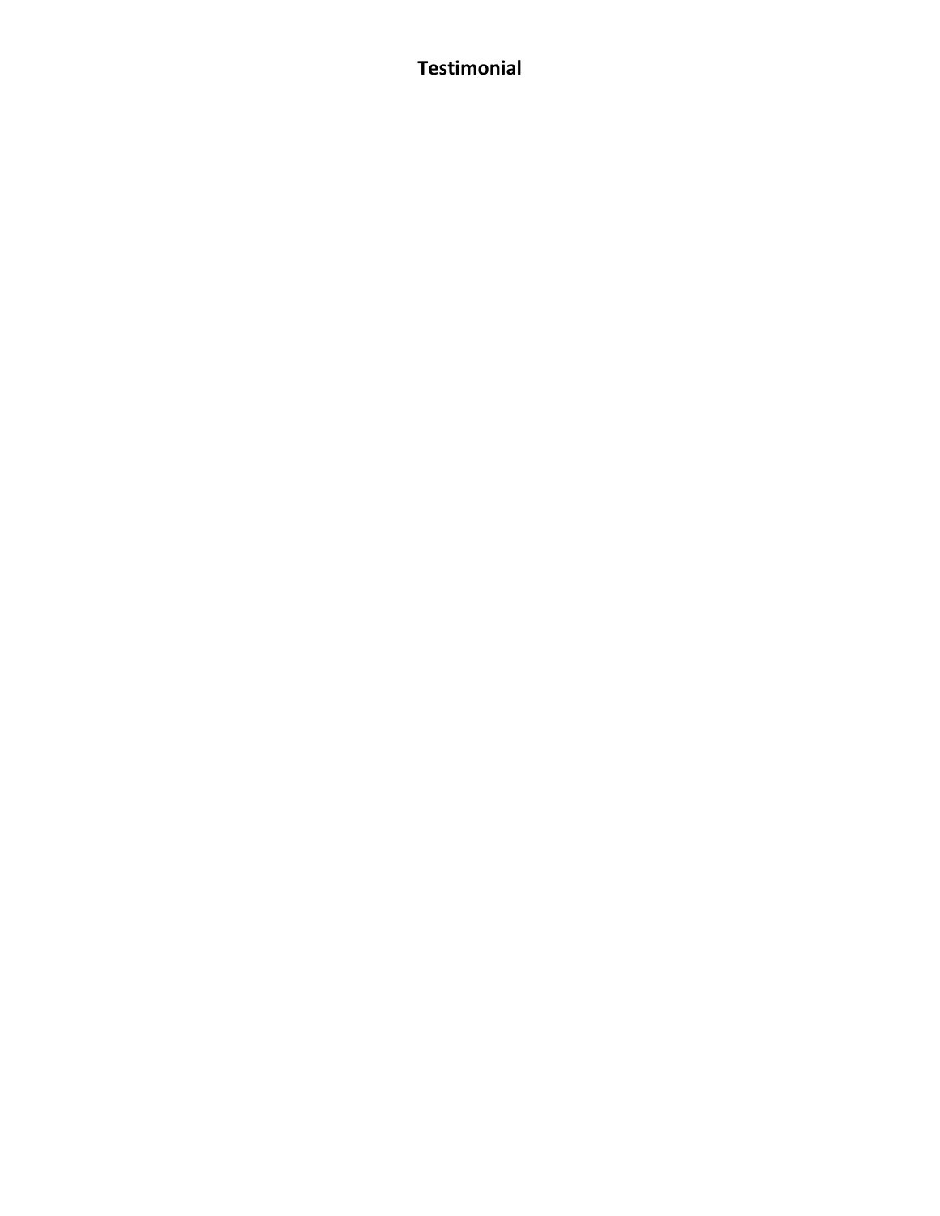# Testimonial